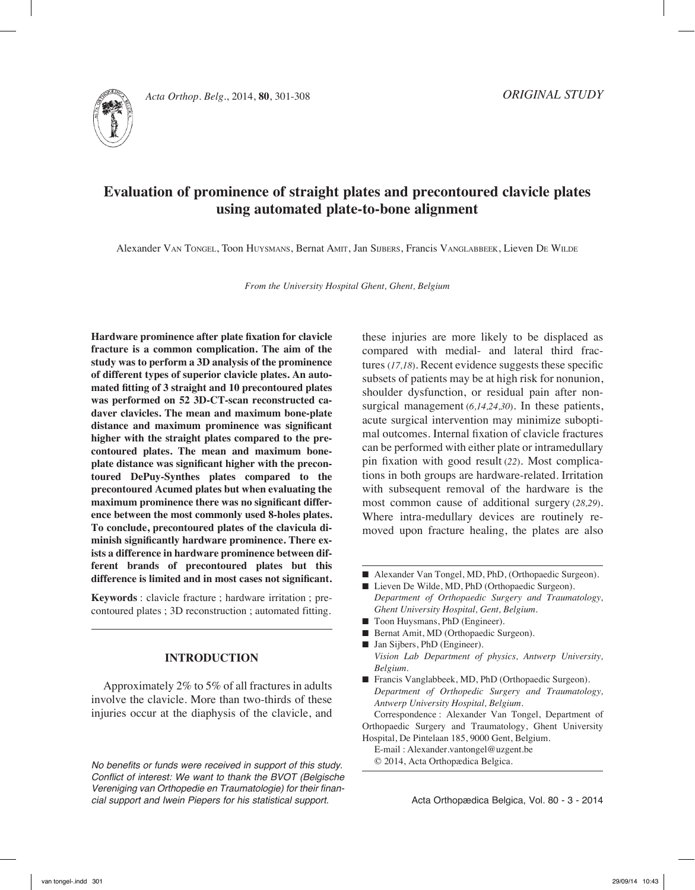ORIGINAL STUDY

# Evaluation of prominence of straight plates and precontoured clavicle plates using automated plate-to-bone alignment

Alexander Van Tongel, Toon Huysmans, Bernat Amit, Jan Sijbers, Francis Vanglabbeek, Lieven De Wilde

*From the University Hospital Ghent, Ghent, Belgium*

**Hardware prominence after plate fixation for clavicle fracture is a common complication. The aim of the study was to perform a 3D analysis of the prominence of different types of superior clavicle plates. An automated fitting of 3 straight and 10 precontoured plates was performed on 52 3D-CT-scan reconstructed cadaver clavicles. The mean and maximum bone-plate distance and maximum prominence was significant higher with the straight plates compared to the precontoured plates. The mean and maximum bone-plate distance was significant higher with the precontoured DePuy-Synthes plates compared to the precontoured Acumed plates but when evaluating the maximum prominence there was no significant difference between the most commonly used 8-holes plates. To conclude, precontoured plates of the clavicula diminish significantly hardware prominence. There exists a difference in hardware prominence between different brands of precontoured plates but this difference is limited and in most cases not significant.**

**Keywords** : clavicle fracture ; hardware irritation ; precontoured plates ; 3D reconstruction ; automated fitting.

## INTRODUCTION

Approximately 2% to 5% of all fractures in adults involve the clavicle. More than two-thirds of these injuries occur at the diaphysis of the clavicle, and these injuries are more likely to be displaced as compared with medial- and lateral third fractures (*17,18*). Recent evidence suggests these specific subsets of patients may be at high risk for nonunion, shoulder dysfunction, or residual pain after nonsurgical management (*6,14,24,30*). In these patients, acute surgical intervention may minimize suboptimal outcomes. Internal fixation of clavicle fractures can be performed with either plate or intramedullary pin fixation with good result (*22*). Most complications in both groups are hardware-related. Irritation with subsequent removal of the hardware is the most common cause of additional surgery (*28,29*). Where intra-medullary devices are routinely removed upon fracture healing, the plates are also

*No benefits or funds were received in support of this study. Conflict of interest: We want to thank the BVOT (Belgische Vereniging van Orthopedie en Traumatologie) for their financial support and Iwein Piepers for his statistical support.*

- Alexander Van Tongel, MD, PhD, (Orthopaedic Surgeon).
- Lieven De Wilde, MD, PhD (Orthopaedic Surgeon).
  *Department of Orthopaedic Surgery and Traumatology, Ghent University Hospital, Gent, Belgium.*
- Toon Huysmans, PhD (Engineer).
- Bernat Amit, MD (Orthopaedic Surgeon).
- Jan Sijbers, PhD (Engineer).
  *Vision Lab Department of physics, Antwerp University, Belgium.*
- Francis Vanglabbeek, MD, PhD (Orthopaedic Surgeon).
  *Department of Orthopedic Surgery and Traumatology, Antwerp University Hospital, Belgium.*

Correspondence : Alexander Van Tongel, Department of Orthopaedic Surgery and Traumatology, Ghent University Hospital, De Pintelaan 185, 9000 Gent, Belgium.

E-mail : Alexander.vantongel@uzgent.be

© 2014, Acta Orthopædica Belgica.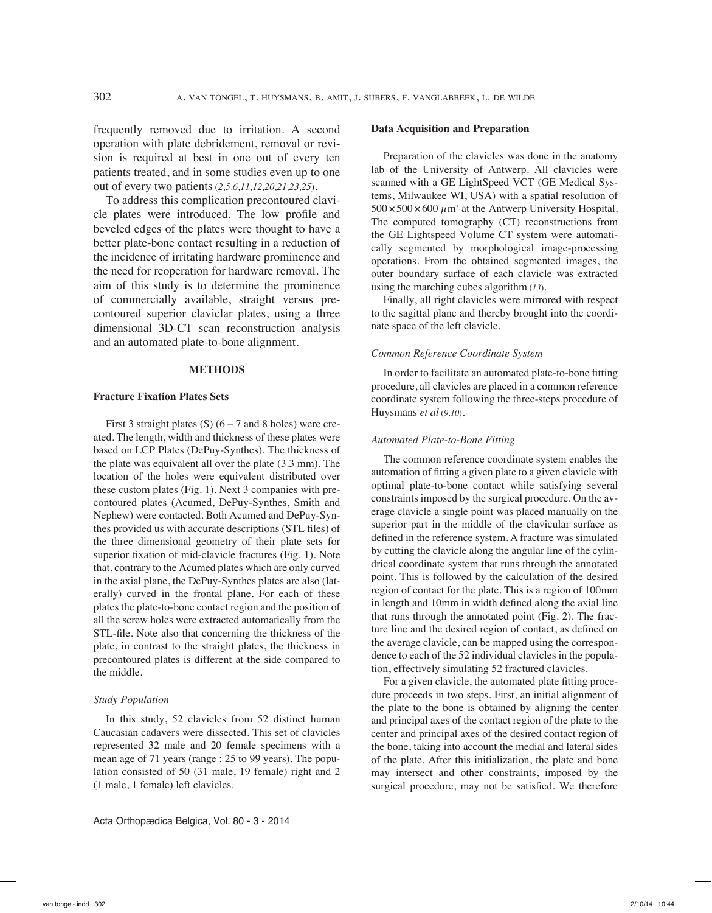frequently removed due to irritation. A second operation with plate debridement, removal or revision is required at best in one out of every ten patients treated, and in some studies even up to one out of every two patients (*2,5,6,11,12,20,21,23,25*).

To address this complication precontoured clavicle plates were introduced. The low profile and beveled edges of the plates were thought to have a better plate-bone contact resulting in a reduction of the incidence of irritating hardware prominence and the need for reoperation for hardware removal. The aim of this study is to determine the prominence of commercially available, straight versus precontoured superior claviclar plates, using a three dimensional 3D-CT scan reconstruction analysis and an automated plate-to-bone alignment.

## METHODS

### Fracture Fixation Plates Sets

First 3 straight plates (S) (6 – 7 and 8 holes) were created. The length, width and thickness of these plates were based on LCP Plates (DePuy-Synthes). The thickness of the plate was equivalent all over the plate (3.3 mm). The location of the holes were equivalent distributed over these custom plates (Fig. 1). Next 3 companies with precontoured plates (Acumed, DePuy-Synthes, Smith and Nephew) were contacted. Both Acumed and DePuy-Synthes provided us with accurate descriptions (STL files) of the three dimensional geometry of their plate sets for superior fixation of mid-clavicle fractures (Fig. 1). Note that, contrary to the Acumed plates which are only curved in the axial plane, the DePuy-Synthes plates are also (laterally) curved in the frontal plane. For each of these plates the plate-to-bone contact region and the position of all the screw holes were extracted automatically from the STL-file. Note also that concerning the thickness of the plate, in contrast to the straight plates, the thickness in precontoured plates is different at the side compared to the middle.

#### *Study Population*

In this study, 52 clavicles from 52 distinct human Caucasian cadavers were dissected. This set of clavicles represented 32 male and 20 female specimens with a mean age of 71 years (range : 25 to 99 years). The population consisted of 50 (31 male, 19 female) right and 2 (1 male, 1 female) left clavicles.

### Data Acquisition and Preparation

Preparation of the clavicles was done in the anatomy lab of the University of Antwerp. All clavicles were scanned with a GE LightSpeed VCT (GE Medical Systems, Milwaukee WI, USA) with a spatial resolution of $500 \times 500 \times 600\ \mu m^3$ at the Antwerp University Hospital. The computed tomography (CT) reconstructions from the GE Lightspeed Volume CT system were automatically segmented by morphological image-processing operations. From the obtained segmented images, the outer boundary surface of each clavicle was extracted using the marching cubes algorithm (*13*).

Finally, all right clavicles were mirrored with respect to the sagittal plane and thereby brought into the coordinate space of the left clavicle.

#### *Common Reference Coordinate System*

In order to facilitate an automated plate-to-bone fitting procedure, all clavicles are placed in a common reference coordinate system following the three-steps procedure of Huysmans *et al* (*9,10*).

#### *Automated Plate-to-Bone Fitting*

The common reference coordinate system enables the automation of fitting a given plate to a given clavicle with optimal plate-to-bone contact while satisfying several constraints imposed by the surgical procedure. On the average clavicle a single point was placed manually on the superior part in the middle of the clavicular surface as defined in the reference system. A fracture was simulated by cutting the clavicle along the angular line of the cylindrical coordinate system that runs through the annotated point. This is followed by the calculation of the desired region of contact for the plate. This is a region of 100mm in length and 10mm in width defined along the axial line that runs through the annotated point (Fig. 2). The fracture line and the desired region of contact, as defined on the average clavicle, can be mapped using the correspondence to each of the 52 individual clavicles in the population, effectively simulating 52 fractured clavicles.

For a given clavicle, the automated plate fitting procedure proceeds in two steps. First, an initial alignment of the plate to the bone is obtained by aligning the center and principal axes of the contact region of the plate to the center and principal axes of the desired contact region of the bone, taking into account the medial and lateral sides of the plate. After this initialization, the plate and bone may intersect and other constraints, imposed by the surgical procedure, may not be satisfied. We therefore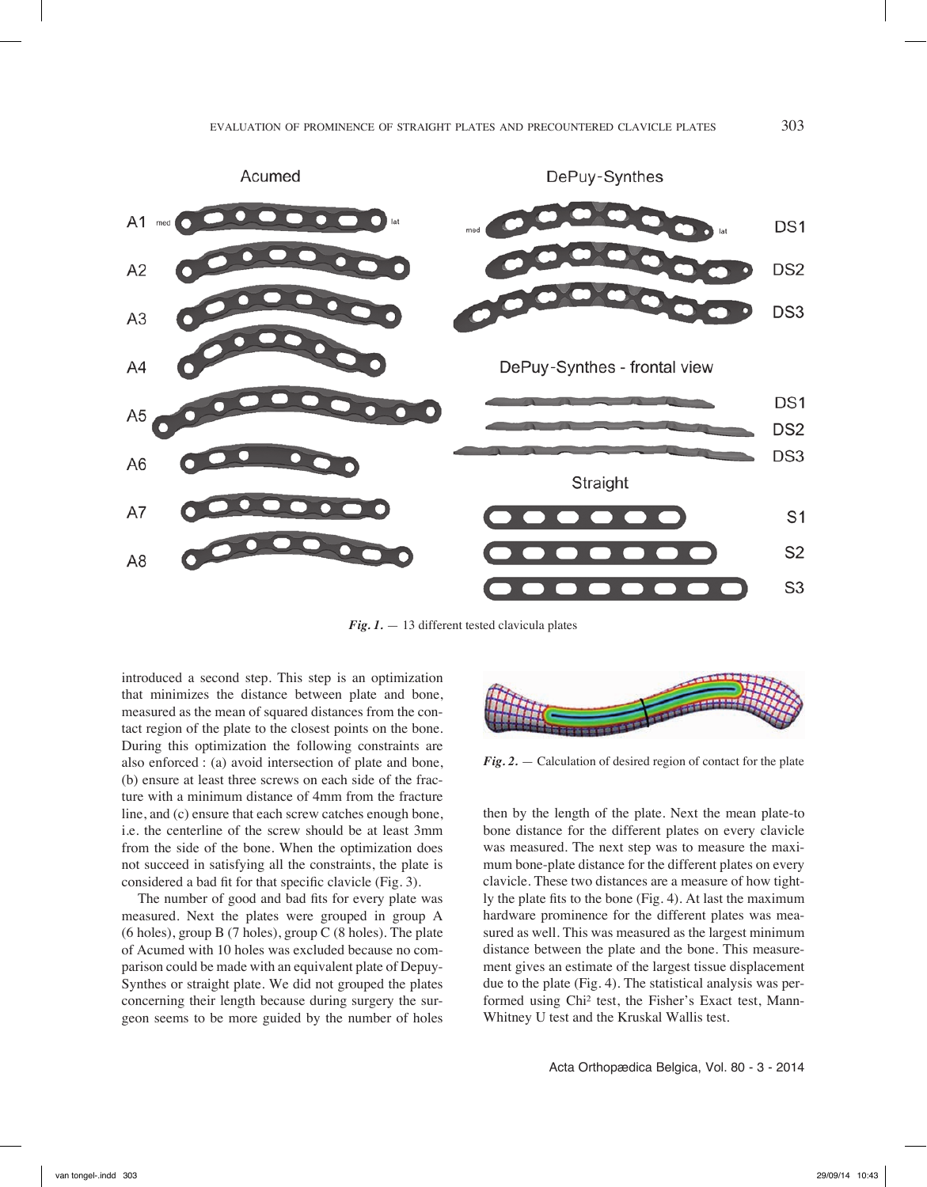Fig. 1. — 13 different tested clavicula plates

introduced a second step. This step is an optimization that minimizes the distance between plate and bone, measured as the mean of squared distances from the contact region of the plate to the closest points on the bone. During this optimization the following constraints are also enforced : (a) avoid intersection of plate and bone, (b) ensure at least three screws on each side of the fracture with a minimum distance of 4mm from the fracture line, and (c) ensure that each screw catches enough bone, i.e. the centerline of the screw should be at least 3mm from the side of the bone. When the optimization does not succeed in satisfying all the constraints, the plate is considered a bad fit for that specific clavicle (Fig. 3).

The number of good and bad fits for every plate was measured. Next the plates were grouped in group A (6 holes), group B (7 holes), group C (8 holes). The plate of Acumed with 10 holes was excluded because no comparison could be made with an equivalent plate of Depuy-Synthes or straight plate. We did not grouped the plates concerning their length because during surgery the surgeon seems to be more guided by the number of holes then by the length of the plate. Next the mean plate-to bone distance for the different plates on every clavicle was measured. The next step was to measure the maximum bone-plate distance for the different plates on every clavicle. These two distances are a measure of how tightly the plate fits to the bone (Fig. 4). At last the maximum hardware prominence for the different plates was measured as well. This was measured as the largest minimum distance between the plate and the bone. This measurement gives an estimate of the largest tissue displacement due to the plate (Fig. 4). The statistical analysis was performed using Chi² test, the Fisher's Exact test, Mann-Whitney U test and the Kruskal Wallis test.

Fig. 2. — Calculation of desired region of contact for the plate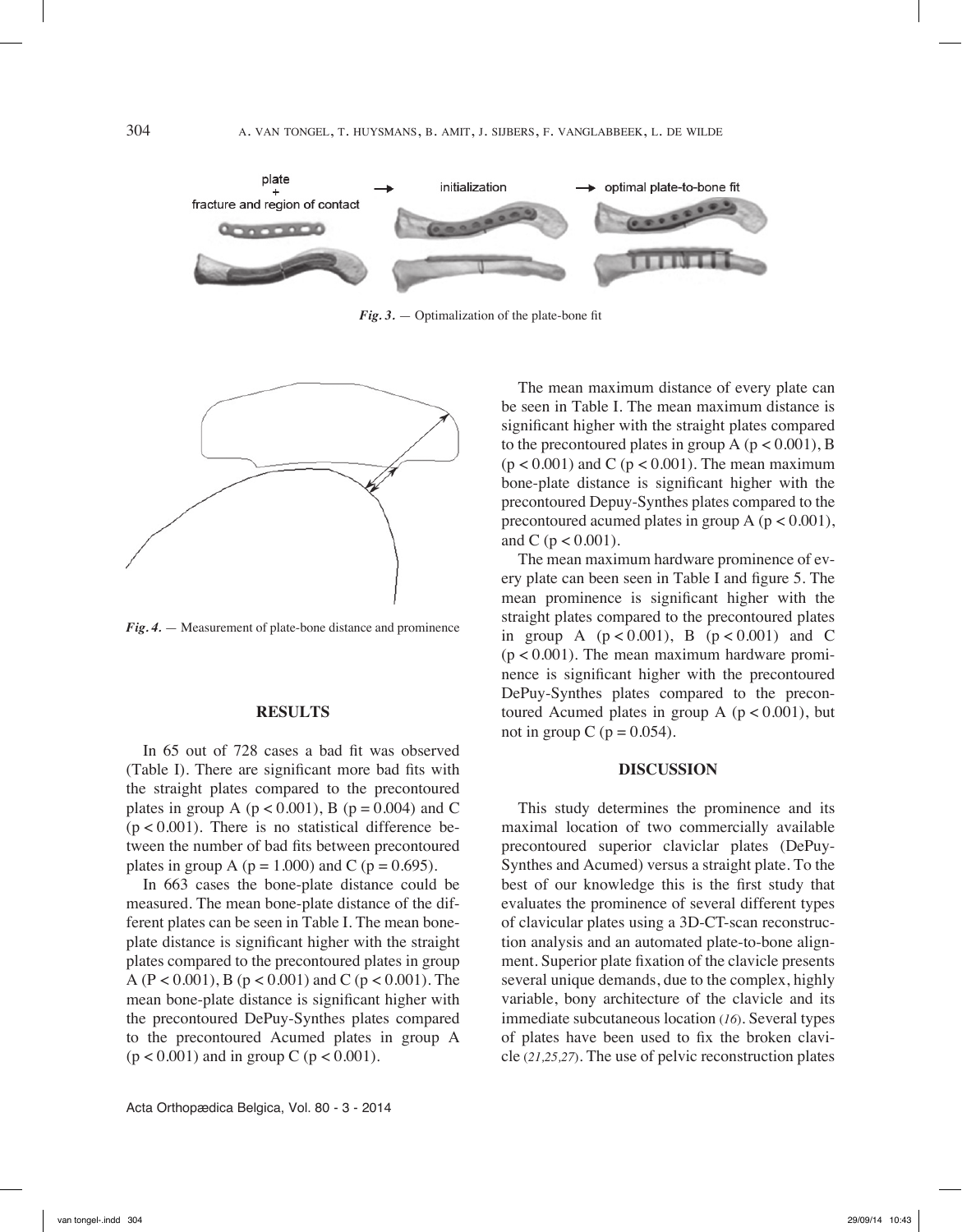*Fig. 3.* — Optimalization of the plate-bone fit

*Fig. 4.* — Measurement of plate-bone distance and prominence

## RESULTS

In 65 out of 728 cases a bad fit was observed (Table I). There are significant more bad fits with the straight plates compared to the precontoured plates in group A ($p < 0.001$), B ($p = 0.004$) and C ($p < 0.001$). There is no statistical difference between the number of bad fits between precontoured plates in group A ($p = 1.000$) and C ($p = 0.695$).

In 663 cases the bone-plate distance could be measured. The mean bone-plate distance of the different plates can be seen in Table I. The mean bone-plate distance is significant higher with the straight plates compared to the precontoured plates in group A ($P < 0.001$), B ($p < 0.001$) and C ($p < 0.001$). The mean bone-plate distance is significant higher with the precontoured DePuy-Synthes plates compared to the precontoured Acumed plates in group A ($p < 0.001$) and in group C ($p < 0.001$).

The mean maximum distance of every plate can be seen in Table I. The mean maximum distance is significant higher with the straight plates compared to the precontoured plates in group A ($p < 0.001$), B ($p < 0.001$) and C ($p < 0.001$). The mean maximum bone-plate distance is significant higher with the precontoured Depuy-Synthes plates compared to the precontoured acumed plates in group A ($p < 0.001$), and C ($p < 0.001$).

The mean maximum hardware prominence of every plate can been seen in Table I and figure 5. The mean prominence is significant higher with the straight plates compared to the precontoured plates in group A ($p < 0.001$), B ($p < 0.001$) and C ($p < 0.001$). The mean maximum hardware prominence is significant higher with the precontoured DePuy-Synthes plates compared to the precontoured Acumed plates in group A ($p < 0.001$), but not in group C ($p = 0.054$).

## DISCUSSION

This study determines the prominence and its maximal location of two commercially available precontoured superior claviclar plates (DePuy-Synthes and Acumed) versus a straight plate. To the best of our knowledge this is the first study that evaluates the prominence of several different types of clavicular plates using a 3D-CT-scan reconstruction analysis and an automated plate-to-bone alignment. Superior plate fixation of the clavicle presents several unique demands, due to the complex, highly variable, bony architecture of the clavicle and its immediate subcutaneous location (*16*). Several types of plates have been used to fix the broken clavicle (*21,25,27*). The use of pelvic reconstruction plates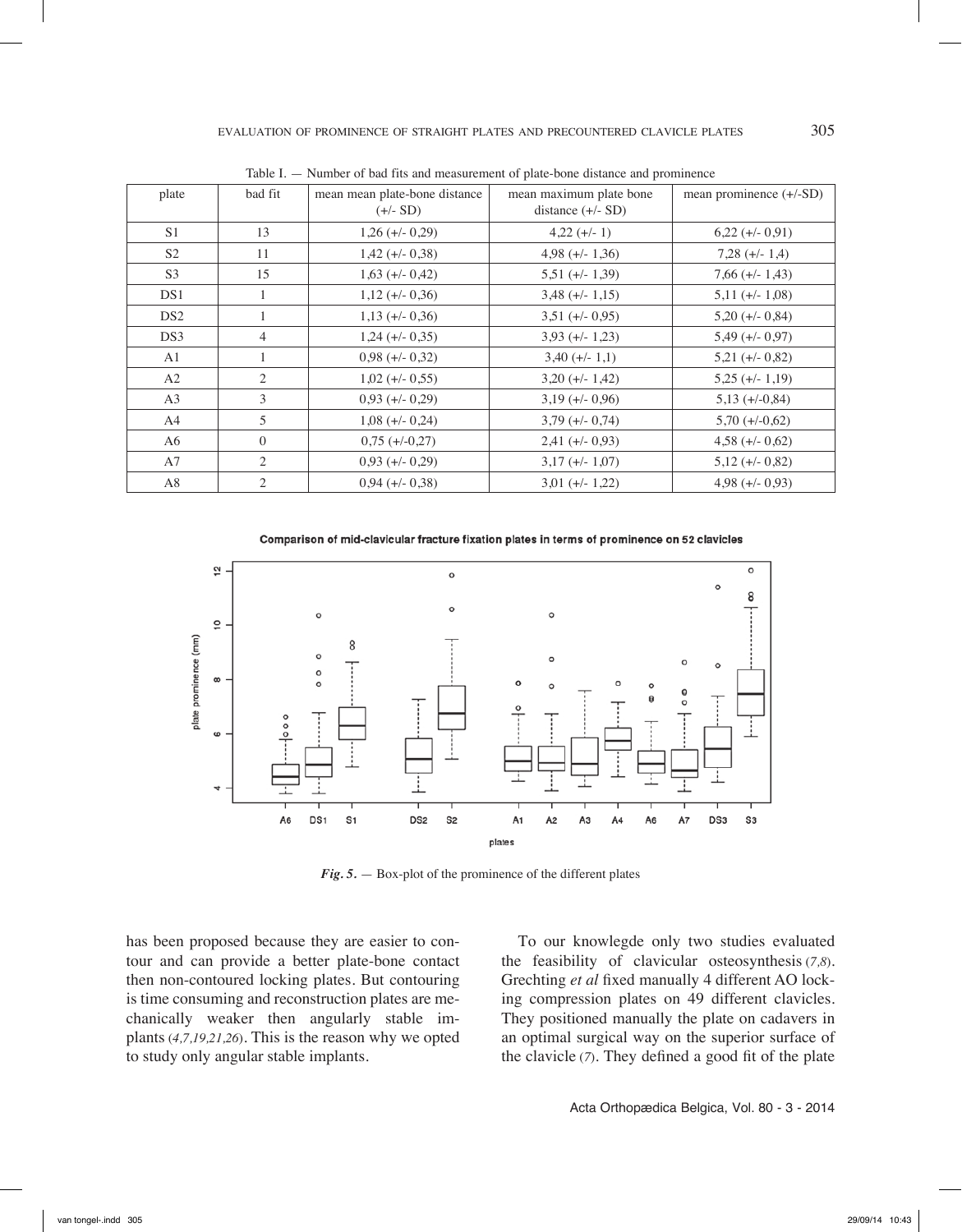Table I. — Number of bad fits and measurement of plate-bone distance and prominence

| plate | bad fit | mean mean plate-bone distance (+/- SD) | mean maximum plate bone distance (+/- SD) | mean prominence (+/-SD) |
|---|---|---|---|---|
| S1 | 13 | 1,26 (+/- 0,29) | 4,22 (+/- 1) | 6,22 (+/- 0,91) |
| S2 | 11 | 1,42 (+/- 0,38) | 4,98 (+/- 1,36) | 7,28 (+/- 1,4) |
| S3 | 15 | 1,63 (+/- 0,42) | 5,51 (+/- 1,39) | 7,66 (+/- 1,43) |
| DS1 | 1 | 1,12 (+/- 0,36) | 3,48 (+/- 1,15) | 5,11 (+/- 1,08) |
| DS2 | 1 | 1,13 (+/- 0,36) | 3,51 (+/- 0,95) | 5,20 (+/- 0,84) |
| DS3 | 4 | 1,24 (+/- 0,35) | 3,93 (+/- 1,23) | 5,49 (+/- 0,97) |
| A1 | 1 | 0,98 (+/- 0,32) | 3,40 (+/- 1,1) | 5,21 (+/- 0,82) |
| A2 | 2 | 1,02 (+/- 0,55) | 3,20 (+/- 1,42) | 5,25 (+/- 1,19) |
| A3 | 3 | 0,93 (+/- 0,29) | 3,19 (+/- 0,96) | 5,13 (+/-0,84) |
| A4 | 5 | 1,08 (+/- 0,24) | 3,79 (+/- 0,74) | 5,70 (+/-0,62) |
| A6 | 0 | 0,75 (+/-0,27) | 2,41 (+/- 0,93) | 4,58 (+/- 0,62) |
| A7 | 2 | 0,93 (+/- 0,29) | 3,17 (+/- 1,07) | 5,12 (+/- 0,82) |
| A8 | 2 | 0,94 (+/- 0,38) | 3,01 (+/- 1,22) | 4,98 (+/- 0,93) |

*Fig. 5.* — Box-plot of the prominence of the different plates

has been proposed because they are easier to contour and can provide a better plate-bone contact then non-contoured locking plates. But contouring is time consuming and reconstruction plates are mechanically weaker then angularly stable implants (4,7,19,21,26). This is the reason why we opted to study only angular stable implants.

To our knowlegde only two studies evaluated the feasibility of clavicular osteosynthesis (7,8). Grechting *et al* fixed manually 4 different AO locking compression plates on 49 different clavicles. They positioned manually the plate on cadavers in an optimal surgical way on the superior surface of the clavicle (7). They defined a good fit of the plate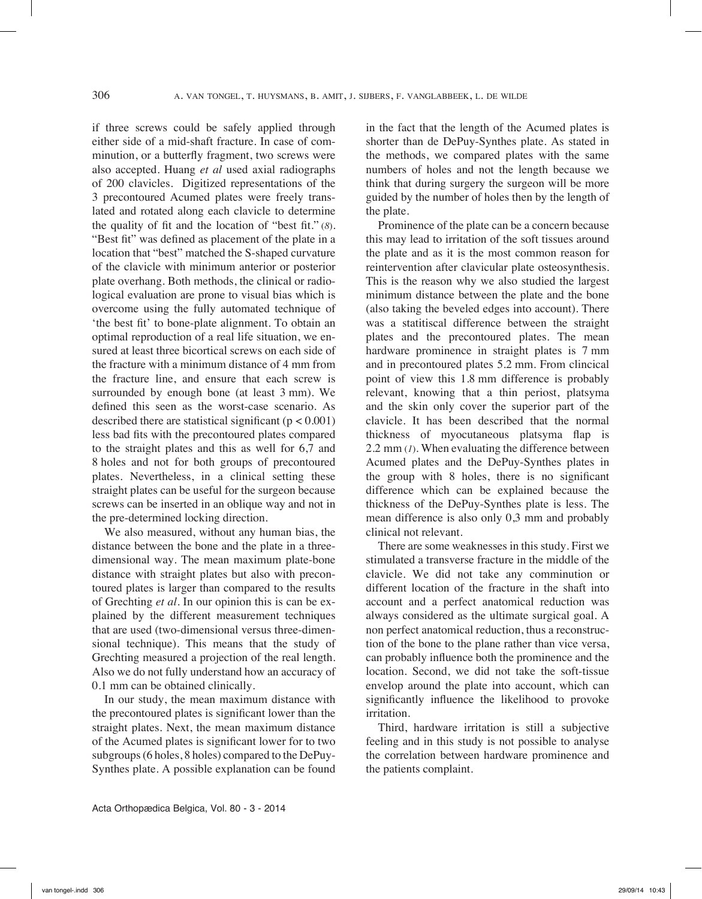if three screws could be safely applied through either side of a mid-shaft fracture. In case of comminution, or a butterfly fragment, two screws were also accepted. Huang *et al* used axial radiographs of 200 clavicles. Digitized representations of the 3 precontoured Acumed plates were freely translated and rotated along each clavicle to determine the quality of fit and the location of "best fit." (*8*). "Best fit" was defined as placement of the plate in a location that "best" matched the S-shaped curvature of the clavicle with minimum anterior or posterior plate overhang. Both methods, the clinical or radiological evaluation are prone to visual bias which is overcome using the fully automated technique of 'the best fit' to bone-plate alignment. To obtain an optimal reproduction of a real life situation, we ensured at least three bicortical screws on each side of the fracture with a minimum distance of 4 mm from the fracture line, and ensure that each screw is surrounded by enough bone (at least 3 mm). We defined this seen as the worst-case scenario. As described there are statistical significant ($p < 0.001$) less bad fits with the precontoured plates compared to the straight plates and this as well for 6,7 and 8 holes and not for both groups of precontoured plates. Nevertheless, in a clinical setting these straight plates can be useful for the surgeon because screws can be inserted in an oblique way and not in the pre-determined locking direction.

We also measured, without any human bias, the distance between the bone and the plate in a three-dimensional way. The mean maximum plate-bone distance with straight plates but also with precontoured plates is larger than compared to the results of Grechting *et al*. In our opinion this is can be explained by the different measurement techniques that are used (two-dimensional versus three-dimensional technique). This means that the study of Grechting measured a projection of the real length. Also we do not fully understand how an accuracy of 0.1 mm can be obtained clinically.

In our study, the mean maximum distance with the precontoured plates is significant lower than the straight plates. Next, the mean maximum distance of the Acumed plates is significant lower for to two subgroups (6 holes, 8 holes) compared to the DePuy-Synthes plate. A possible explanation can be found in the fact that the length of the Acumed plates is shorter than de DePuy-Synthes plate. As stated in the methods, we compared plates with the same numbers of holes and not the length because we think that during surgery the surgeon will be more guided by the number of holes then by the length of the plate.

Prominence of the plate can be a concern because this may lead to irritation of the soft tissues around the plate and as it is the most common reason for reintervention after clavicular plate osteosynthesis. This is the reason why we also studied the largest minimum distance between the plate and the bone (also taking the beveled edges into account). There was a statitiscal difference between the straight plates and the precontoured plates. The mean hardware prominence in straight plates is 7 mm and in precontoured plates 5.2 mm. From clincical point of view this 1.8 mm difference is probably relevant, knowing that a thin periost, platsyma and the skin only cover the superior part of the clavicle. It has been described that the normal thickness of myocutaneous platsyma flap is 2.2 mm (*1*). When evaluating the difference between Acumed plates and the DePuy-Synthes plates in the group with 8 holes, there is no significant difference which can be explained because the thickness of the DePuy-Synthes plate is less. The mean difference is also only 0,3 mm and probably clinical not relevant.

There are some weaknesses in this study. First we stimulated a transverse fracture in the middle of the clavicle. We did not take any comminution or different location of the fracture in the shaft into account and a perfect anatomical reduction was always considered as the ultimate surgical goal. A non perfect anatomical reduction, thus a reconstruction of the bone to the plane rather than vice versa, can probably influence both the prominence and the location. Second, we did not take the soft-tissue envelop around the plate into account, which can significantly influence the likelihood to provoke irritation.

Third, hardware irritation is still a subjective feeling and in this study is not possible to analyse the correlation between hardware prominence and the patients complaint.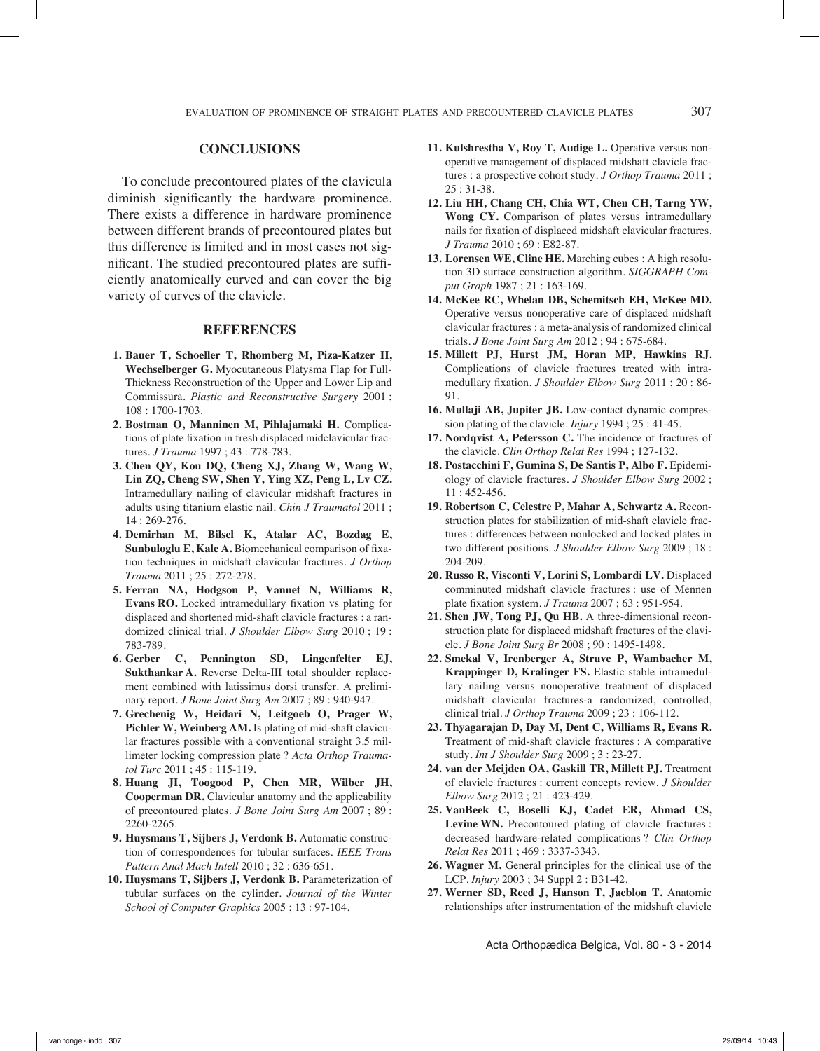## CONCLUSIONS

To conclude precontoured plates of the clavicula diminish significantly the hardware prominence. There exists a difference in hardware prominence between different brands of precontoured plates but this difference is limited and in most cases not significant. The studied precontoured plates are sufficiently anatomically curved and can cover the big variety of curves of the clavicle.

## REFERENCES

1. **Bauer T, Schoeller T, Rhomberg M, Piza-Katzer H, Wechselberger G.** Myocutaneous Platysma Flap for Full-Thickness Reconstruction of the Upper and Lower Lip and Commissura. *Plastic and Reconstructive Surgery* 2001 ; 108 : 1700-1703.
2. **Bostman O, Manninen M, Pihlajamaki H.** Complications of plate fixation in fresh displaced midclavicular fractures. *J Trauma* 1997 ; 43 : 778-783.
3. **Chen QY, Kou DQ, Cheng XJ, Zhang W, Wang W, Lin ZQ, Cheng SW, Shen Y, Ying XZ, Peng L, Lv CZ.** Intramedullary nailing of clavicular midshaft fractures in adults using titanium elastic nail. *Chin J Traumatol* 2011 ; 14 : 269-276.
4. **Demirhan M, Bilsel K, Atalar AC, Bozdag E, Sunbuloglu E, Kale A.** Biomechanical comparison of fixation techniques in midshaft clavicular fractures. *J Orthop Trauma* 2011 ; 25 : 272-278.
5. **Ferran NA, Hodgson P, Vannet N, Williams R, Evans RO.** Locked intramedullary fixation vs plating for displaced and shortened mid-shaft clavicle fractures : a randomized clinical trial. *J Shoulder Elbow Surg* 2010 ; 19 : 783-789.
6. **Gerber C, Pennington SD, Lingenfelter EJ, Sukthankar A.** Reverse Delta-III total shoulder replacement combined with latissimus dorsi transfer. A preliminary report. *J Bone Joint Surg Am* 2007 ; 89 : 940-947.
7. **Grechenig W, Heidari N, Leitgoeb O, Prager W, Pichler W, Weinberg AM.** Is plating of mid-shaft clavicular fractures possible with a conventional straight 3.5 millimeter locking compression plate ? *Acta Orthop Traumatol Turc* 2011 ; 45 : 115-119.
8. **Huang JI, Toogood P, Chen MR, Wilber JH, Cooperman DR.** Clavicular anatomy and the applicability of precontoured plates. *J Bone Joint Surg Am* 2007 ; 89 : 2260-2265.
9. **Huysmans T, Sijbers J, Verdonk B.** Automatic construction of correspondences for tubular surfaces. *IEEE Trans Pattern Anal Mach Intell* 2010 ; 32 : 636-651.
10. **Huysmans T, Sijbers J, Verdonk B.** Parameterization of tubular surfaces on the cylinder. *Journal of the Winter School of Computer Graphics* 2005 ; 13 : 97-104.
11. **Kulshrestha V, Roy T, Audige L.** Operative versus nonoperative management of displaced midshaft clavicle fractures : a prospective cohort study. *J Orthop Trauma* 2011 ; 25 : 31-38.
12. **Liu HH, Chang CH, Chia WT, Chen CH, Tarng YW, Wong CY.** Comparison of plates versus intramedullary nails for fixation of displaced midshaft clavicular fractures. *J Trauma* 2010 ; 69 : E82-87.
13. **Lorensen WE, Cline HE.** Marching cubes : A high resolution 3D surface construction algorithm. *SIGGRAPH Comput Graph* 1987 ; 21 : 163-169.
14. **McKee RC, Whelan DB, Schemitsch EH, McKee MD.** Operative versus nonoperative care of displaced midshaft clavicular fractures : a meta-analysis of randomized clinical trials. *J Bone Joint Surg Am* 2012 ; 94 : 675-684.
15. **Millett PJ, Hurst JM, Horan MP, Hawkins RJ.** Complications of clavicle fractures treated with intramedullary fixation. *J Shoulder Elbow Surg* 2011 ; 20 : 86-91.
16. **Mullaji AB, Jupiter JB.** Low-contact dynamic compression plating of the clavicle. *Injury* 1994 ; 25 : 41-45.
17. **Nordqvist A, Petersson C.** The incidence of fractures of the clavicle. *Clin Orthop Relat Res* 1994 ; 127-132.
18. **Postacchini F, Gumina S, De Santis P, Albo F.** Epidemiology of clavicle fractures. *J Shoulder Elbow Surg* 2002 ; 11 : 452-456.
19. **Robertson C, Celestre P, Mahar A, Schwartz A.** Reconstruction plates for stabilization of mid-shaft clavicle fractures : differences between nonlocked and locked plates in two different positions. *J Shoulder Elbow Surg* 2009 ; 18 : 204-209.
20. **Russo R, Visconti V, Lorini S, Lombardi LV.** Displaced comminuted midshaft clavicle fractures : use of Mennen plate fixation system. *J Trauma* 2007 ; 63 : 951-954.
21. **Shen JW, Tong PJ, Qu HB.** A three-dimensional reconstruction plate for displaced midshaft fractures of the clavicle. *J Bone Joint Surg Br* 2008 ; 90 : 1495-1498.
22. **Smekal V, Irenberger A, Struve P, Wambacher M, Krappinger D, Kralinger FS.** Elastic stable intramedullary nailing versus nonoperative treatment of displaced midshaft clavicular fractures-a randomized, controlled, clinical trial. *J Orthop Trauma* 2009 ; 23 : 106-112.
23. **Thyagarajan D, Day M, Dent C, Williams R, Evans R.** Treatment of mid-shaft clavicle fractures : A comparative study. *Int J Shoulder Surg* 2009 ; 3 : 23-27.
24. **van der Meijden OA, Gaskill TR, Millett PJ.** Treatment of clavicle fractures : current concepts review. *J Shoulder Elbow Surg* 2012 ; 21 : 423-429.
25. **VanBeek C, Boselli KJ, Cadet ER, Ahmad CS, Levine WN.** Precontoured plating of clavicle fractures : decreased hardware-related complications ? *Clin Orthop Relat Res* 2011 ; 469 : 3337-3343.
26. **Wagner M.** General principles for the clinical use of the LCP. *Injury* 2003 ; 34 Suppl 2 : B31-42.
27. **Werner SD, Reed J, Hanson T, Jaeblon T.** Anatomic relationships after instrumentation of the midshaft clavicle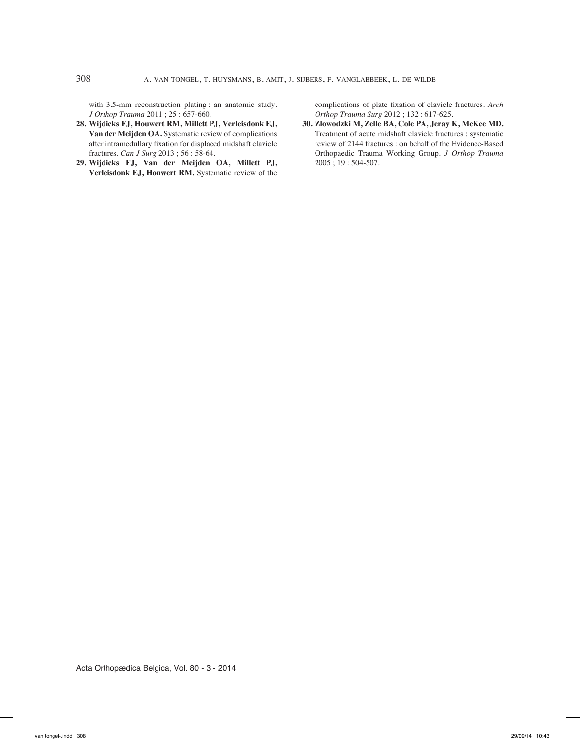with 3.5-mm reconstruction plating : an anatomic study. *J Orthop Trauma* 2011 ; 25 : 657-660.

28. **Wijdicks FJ, Houwert RM, Millett PJ, Verleisdonk EJ, Van der Meijden OA.** Systematic review of complications after intramedullary fixation for displaced midshaft clavicle fractures. *Can J Surg* 2013 ; 56 : 58-64.
29. **Wijdicks FJ, Van der Meijden OA, Millett PJ, Verleisdonk EJ, Houwert RM.** Systematic review of the complications of plate fixation of clavicle fractures. *Arch Orthop Trauma Surg* 2012 ; 132 : 617-625.
30. **Zlowodzki M, Zelle BA, Cole PA, Jeray K, McKee MD.** Treatment of acute midshaft clavicle fractures : systematic review of 2144 fractures : on behalf of the Evidence-Based Orthopaedic Trauma Working Group. *J Orthop Trauma* 2005 ; 19 : 504-507.